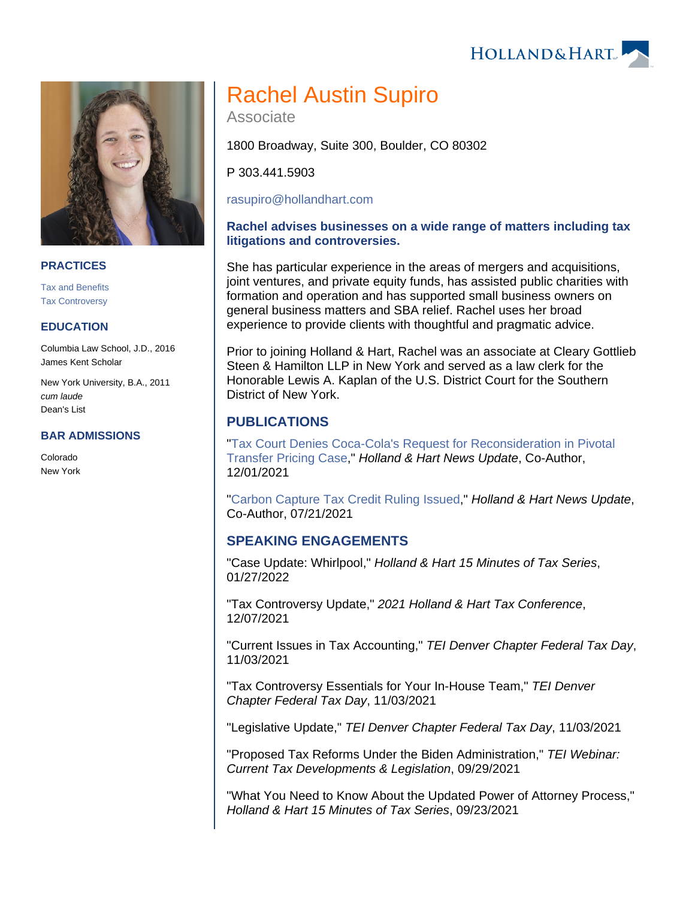# Rachel Austin Supiro

Associate

1800 Broadway, Suite 300, Boulder, CO 80302

P 303.441.5903

rasupiro@hollandhart.com

**Rachel advises businesses on a wide range of matters including tax litigations and controversies.**

She has particular experience in the areas of mergers and acquisitions, joint ventures, and private equity funds, has assisted public charities with formation and operation and has supported small business owners on general business matters and SBA relief. Rachel uses her broad experience to provide clients with thoughtful and pragmatic advice.

Prior to joining Holland & Hart, Rachel was an associate at Cleary Gottlieb Steen & Hamilton LLP in New York and served as a law clerk for the Honorable Lewis A. Kaplan of the U.S. District Court for the Southern District of New York.

## PRACTICES

- Tax and Benefits
- Tax Controversy

## EDUCATION

Columbia Law School, J.D., 2016
James Kent Scholar

New York University, B.A., 2011
*cum laude*
Dean's List

## BAR ADMISSIONS

Colorado
New York

## PUBLICATIONS

"Tax Court Denies Coca-Cola's Request for Reconsideration in Pivotal Transfer Pricing Case," *Holland & Hart News Update*, Co-Author, 12/01/2021

"Carbon Capture Tax Credit Ruling Issued," *Holland & Hart News Update*, Co-Author, 07/21/2021

## SPEAKING ENGAGEMENTS

"Case Update: Whirlpool," *Holland & Hart 15 Minutes of Tax Series*, 01/27/2022

"Tax Controversy Update," *2021 Holland & Hart Tax Conference*, 12/07/2021

"Current Issues in Tax Accounting," *TEI Denver Chapter Federal Tax Day*, 11/03/2021

"Tax Controversy Essentials for Your In-House Team," *TEI Denver Chapter Federal Tax Day*, 11/03/2021

"Legislative Update," *TEI Denver Chapter Federal Tax Day*, 11/03/2021

"Proposed Tax Reforms Under the Biden Administration," *TEI Webinar: Current Tax Developments & Legislation*, 09/29/2021

"What You Need to Know About the Updated Power of Attorney Process," *Holland & Hart 15 Minutes of Tax Series*, 09/23/2021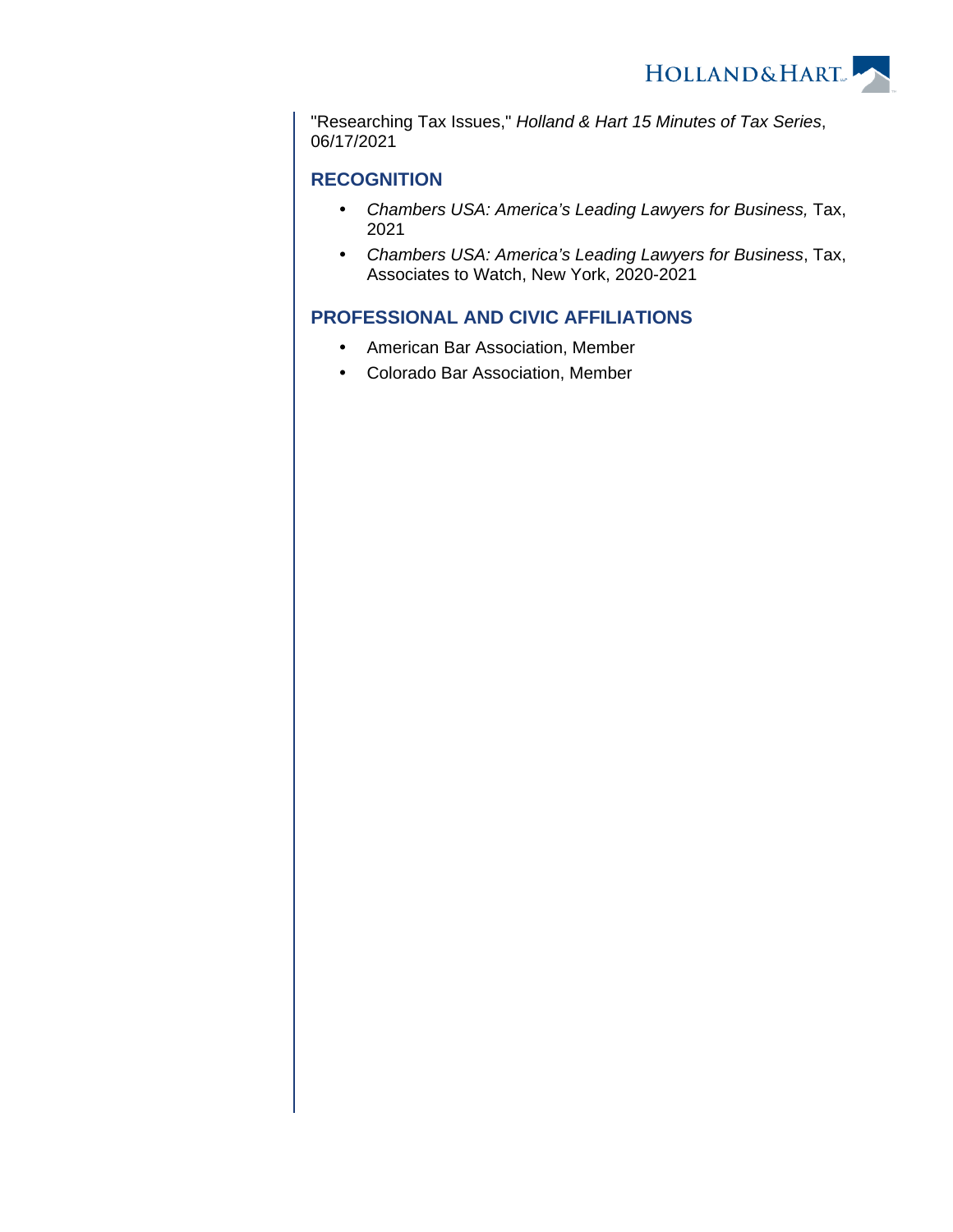"Researching Tax Issues," *Holland & Hart 15 Minutes of Tax Series*, 06/17/2021

## RECOGNITION

- *Chambers USA: America's Leading Lawyers for Business,* Tax, 2021
- *Chambers USA: America's Leading Lawyers for Business*, Tax, Associates to Watch, New York, 2020-2021

## PROFESSIONAL AND CIVIC AFFILIATIONS

- American Bar Association, Member
- Colorado Bar Association, Member